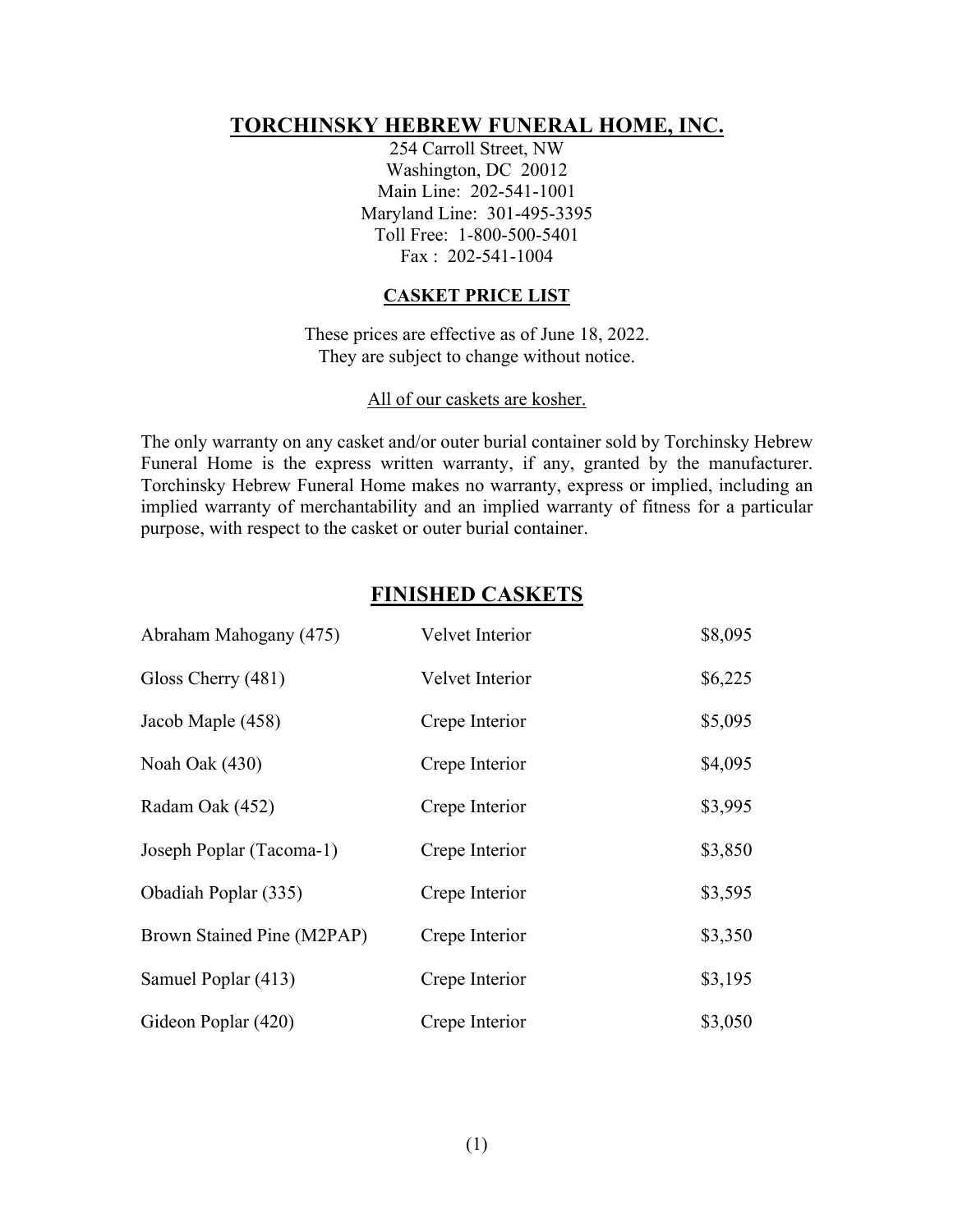# TORCHINSKY HEBREW FUNERAL HOME, INC.

254 Carroll Street, NW
Washington, DC 20012
Main Line: 202-541-1001
Maryland Line: 301-495-3395
Toll Free: 1-800-500-5401
Fax : 202-541-1004

## CASKET PRICE LIST

These prices are effective as of June 18, 2022.
They are subject to change without notice.

All of our caskets are kosher.

The only warranty on any casket and/or outer burial container sold by Torchinsky Hebrew Funeral Home is the express written warranty, if any, granted by the manufacturer. Torchinsky Hebrew Funeral Home makes no warranty, express or implied, including an implied warranty of merchantability and an implied warranty of fitness for a particular purpose, with respect to the casket or outer burial container.

## FINISHED CASKETS

| Casket | Interior | Price |
|---|---|---|
| Abraham Mahogany (475) | Velvet Interior | $8,095 |
| Gloss Cherry (481) | Velvet Interior | $6,225 |
| Jacob Maple (458) | Crepe Interior | $5,095 |
| Noah Oak (430) | Crepe Interior | $4,095 |
| Radam Oak (452) | Crepe Interior | $3,995 |
| Joseph Poplar (Tacoma-1) | Crepe Interior | $3,850 |
| Obadiah Poplar (335) | Crepe Interior | $3,595 |
| Brown Stained Pine (M2PAP) | Crepe Interior | $3,350 |
| Samuel Poplar (413) | Crepe Interior | $3,195 |
| Gideon Poplar (420) | Crepe Interior | $3,050 |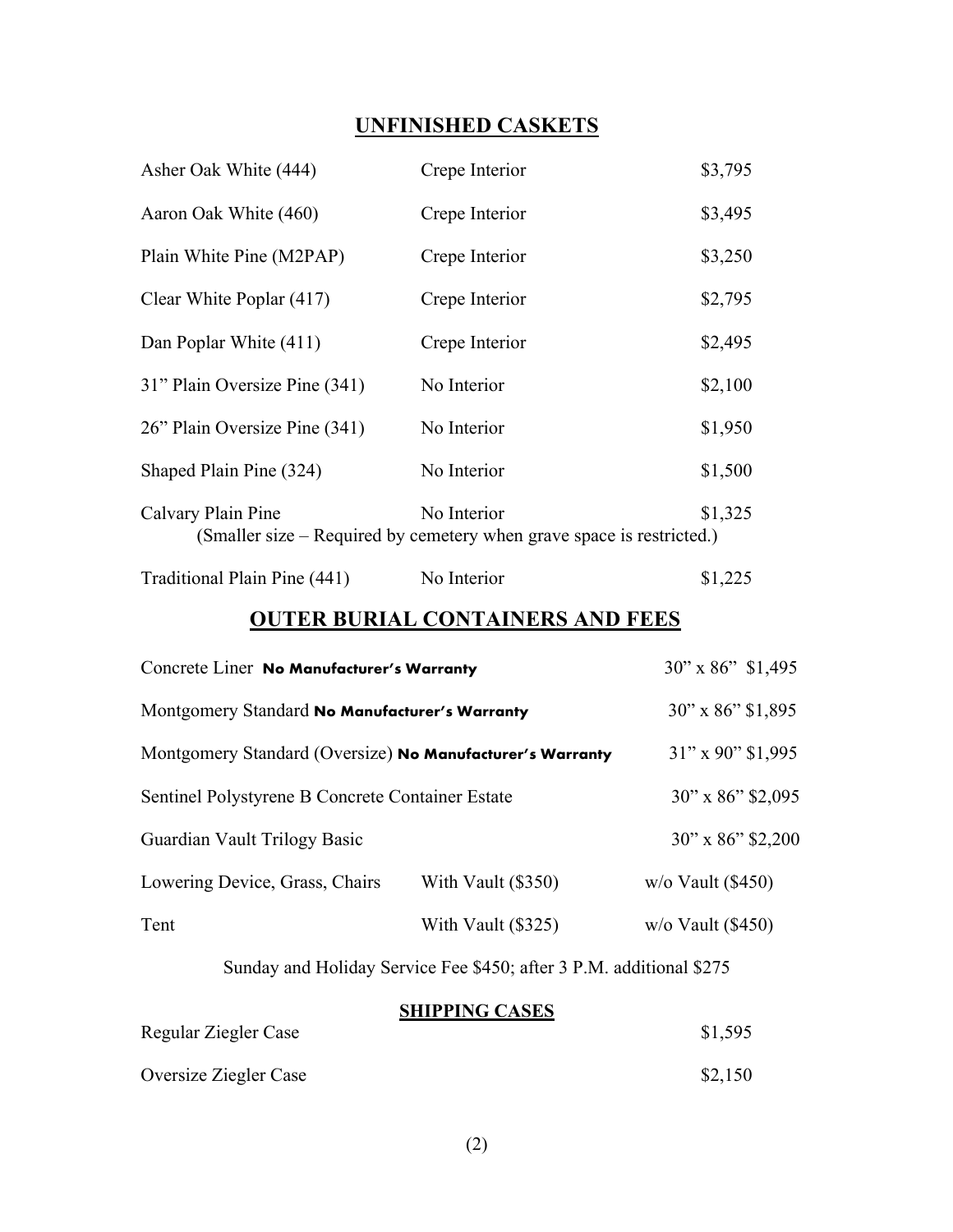## UNFINISHED CASKETS

| | | |
|---|---|---|
| Asher Oak White (444) | Crepe Interior | $3,795 |
| Aaron Oak White (460) | Crepe Interior | $3,495 |
| Plain White Pine (M2PAP) | Crepe Interior | $3,250 |
| Clear White Poplar (417) | Crepe Interior | $2,795 |
| Dan Poplar White (411) | Crepe Interior | $2,495 |
| 31" Plain Oversize Pine (341) | No Interior | $2,100 |
| 26" Plain Oversize Pine (341) | No Interior | $1,950 |
| Shaped Plain Pine (324) | No Interior | $1,500 |
| Calvary Plain Pine (Smaller size – Required by cemetery when grave space is restricted.) | No Interior | $1,325 |
| Traditional Plain Pine (441) | No Interior | $1,225 |

## OUTER BURIAL CONTAINERS AND FEES

| | | |
|---|---|---|
| Concrete Liner **No Manufacturer's Warranty** | | 30" x 86" $1,495 |
| Montgomery Standard **No Manufacturer's Warranty** | | 30" x 86" $1,895 |
| Montgomery Standard (Oversize) **No Manufacturer's Warranty** | | 31" x 90" $1,995 |
| Sentinel Polystyrene B Concrete Container Estate | | 30" x 86" $2,095 |
| Guardian Vault Trilogy Basic | | 30" x 86" $2,200 |
| Lowering Device, Grass, Chairs | With Vault ($350) | w/o Vault ($450) |
| Tent | With Vault ($325) | w/o Vault ($450) |

Sunday and Holiday Service Fee $450; after 3 P.M. additional $275

### SHIPPING CASES

| | |
|---|---|
| Regular Ziegler Case | $1,595 |
| Oversize Ziegler Case | $2,150 |